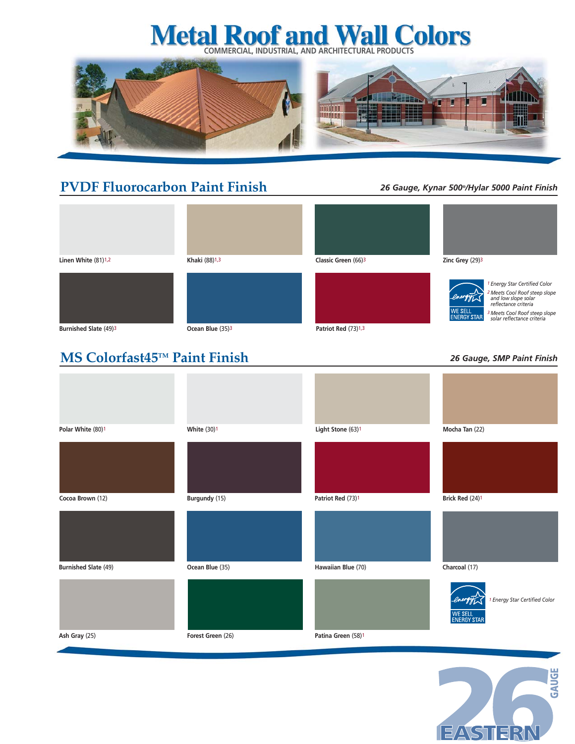# Metal Roof and Wall Colors

COMMERCIAL, INDUSTRIAL, AND ARCHITECTURAL PRODUCTS

## PVDF Fluorocarbon Paint Finish

*26 Gauge, Kynar 500®/Hylar 5000 Paint Finish*

- Linen White (81)[1,2]
- Khaki (88)[1,3]
- Classic Green (66)[3]
- Zinc Grey (29)[3]
- Burnished Slate (49)[3]
- Ocean Blue (35)[3]
- Patriot Red (73)[1,3]

WE SELL ENERGY STAR

*[1] Energy Star Certified Color*
*[2] Meets Cool Roof steep slope and low slope solar reflectance criteria*
*[3] Meets Cool Roof steep slope solar reflectance criteria*

## MS Colorfast45™ Paint Finish

*26 Gauge, SMP Paint Finish*

- Polar White (80)[1]
- White (30)[1]
- Light Stone (63)[1]
- Mocha Tan (22)
- Cocoa Brown (12)
- Burgundy (15)
- Patriot Red (73)[1]
- Brick Red (24)[1]
- Burnished Slate (49)
- Ocean Blue (35)
- Hawaiian Blue (70)
- Charcoal (17)
- Ash Gray (25)
- Forest Green (26)
- Patina Green (58)[1]

WE SELL ENERGY STAR

*[1] Energy Star Certified Color*

26 GAUGE EASTERN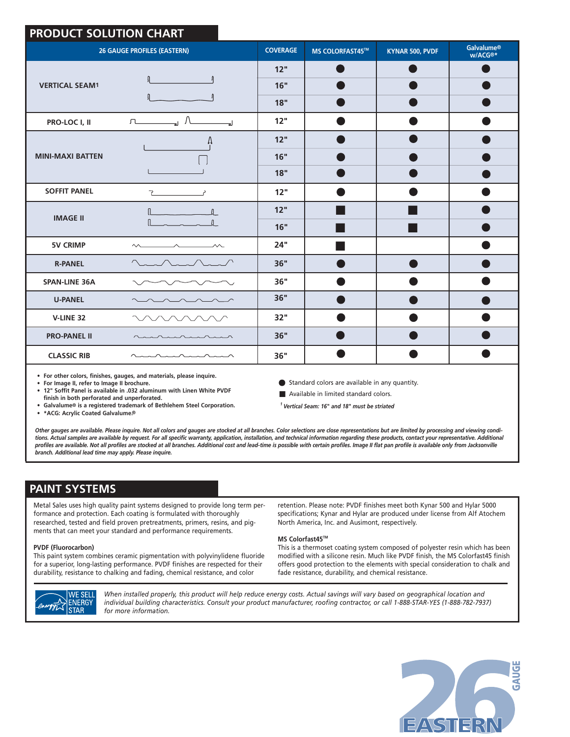## PRODUCT SOLUTION CHART

| 26 GAUGE PROFILES (EASTERN) | COVERAGE | MS COLORFAST45™ | KYNAR 500, PVDF | Galvalume® w/ACG®* |
|---|---|---|---|---|
| VERTICAL SEAM[1] | 12" | ● | ● | ● |
| | 16" | ● | ● | ● |
| | 18" | ● | ● | ● |
| PRO-LOC I, II | 12" | ● | ● | ● |
| MINI-MAXI BATTEN | 12" | ● | ● | ● |
| | 16" | ● | ● | ● |
| | 18" | ● | ● | ● |
| SOFFIT PANEL | 12" | ● | ● | ● |
| IMAGE II | 12" | ■ | ■ | ● |
| | 16" | ■ | ■ | ● |
| 5V CRIMP | 24" | ■ | | ● |
| R-PANEL | 36" | ● | ● | ● |
| SPAN-LINE 36A | 36" | ● | ● | ● |
| U-PANEL | 36" | ● | ● | ● |
| V-LINE 32 | 32" | ● | ● | ● |
| PRO-PANEL II | 36" | ● | ● | ● |
| CLASSIC RIB | 36" | ● | ● | ● |

- For other colors, finishes, gauges, and materials, please inquire.
- For Image II, refer to Image II brochure.
- 12" Soffit Panel is available in .032 aluminum with Linen White PVDF finish in both perforated and unperforated.
- Galvalume® is a registered trademark of Bethlehem Steel Corporation.
- *ACG: Acrylic Coated Galvalume®

● Standard colors are available in any quantity.

■ Available in limited standard colors.

[1] *Vertical Seam: 16" and 18" must be striated*

*Other gauges are available. Please inquire. Not all colors and gauges are stocked at all branches. Color selections are close representations but are limited by processing and viewing conditions. Actual samples are available by request. For all specific warranty, application, installation, and technical information regarding these products, contact your representative. Additional profiles are available. Not all profiles are stocked at all branches. Additional cost and lead-time is possible with certain profiles. Image II flat pan profile is available only from Jacksonville branch. Additional lead time may apply. Please inquire.*

## PAINT SYSTEMS

Metal Sales uses high quality paint systems designed to provide long term performance and protection. Each coating is formulated with thoroughly researched, tested and field proven pretreatments, primers, resins, and pigments that can meet your standard and performance requirements.

**PVDF (Fluorocarbon)**

This paint system combines ceramic pigmentation with polyvinylidene fluoride for a superior, long-lasting performance. PVDF finishes are respected for their durability, resistance to chalking and fading, chemical resistance, and color retention. Please note: PVDF finishes meet both Kynar 500 and Hylar 5000 specifications; Kynar and Hylar are produced under license from Alf Atochem North America, Inc. and Ausimont, respectively.

**MS Colorfast45™**

This is a thermoset coating system composed of polyester resin which has been modified with a silicone resin. Much like PVDF finish, the MS Colorfast45 finish offers good protection to the elements with special consideration to chalk and fade resistance, durability, and chemical resistance.

WE SELL ENERGY STAR

*When installed properly, this product will help reduce energy costs. Actual savings will vary based on geographical location and individual building characteristics. Consult your product manufacturer, roofing contractor, or call 1-888-STAR-YES (1-888-782-7937) for more information.*

26 GAUGE EASTERN